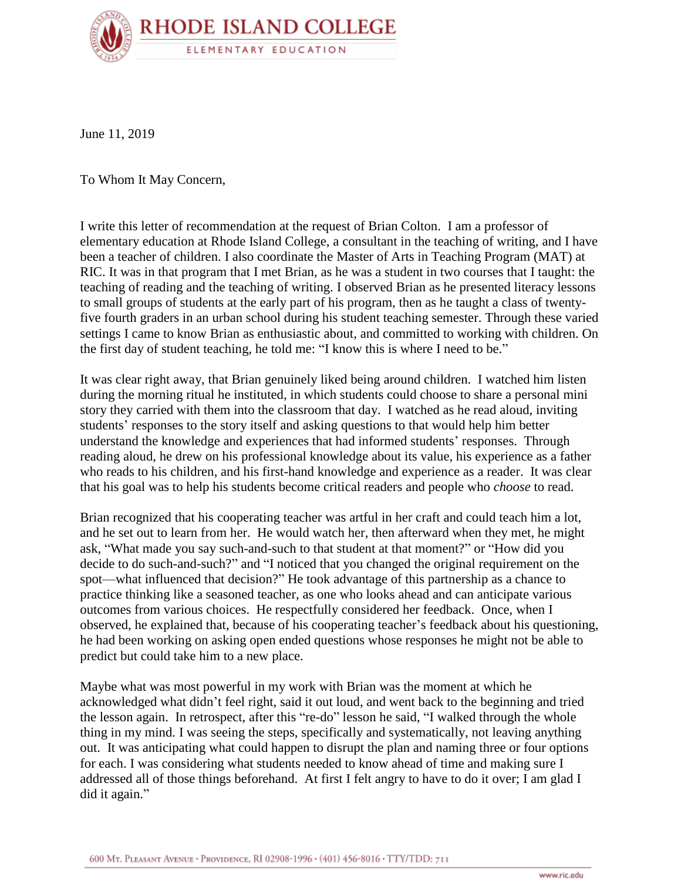RHODE ISLAND COLLEGE

ELEMENTARY EDUCATION

June 11, 2019

To Whom It May Concern,

I write this letter of recommendation at the request of Brian Colton. I am a professor of elementary education at Rhode Island College, a consultant in the teaching of writing, and I have been a teacher of children. I also coordinate the Master of Arts in Teaching Program (MAT) at RIC. It was in that program that I met Brian, as he was a student in two courses that I taught: the teaching of reading and the teaching of writing. I observed Brian as he presented literacy lessons to small groups of students at the early part of his program, then as he taught a class of twenty-five fourth graders in an urban school during his student teaching semester. Through these varied settings I came to know Brian as enthusiastic about, and committed to working with children. On the first day of student teaching, he told me: "I know this is where I need to be."

It was clear right away, that Brian genuinely liked being around children. I watched him listen during the morning ritual he instituted, in which students could choose to share a personal mini story they carried with them into the classroom that day. I watched as he read aloud, inviting students' responses to the story itself and asking questions to that would help him better understand the knowledge and experiences that had informed students' responses. Through reading aloud, he drew on his professional knowledge about its value, his experience as a father who reads to his children, and his first-hand knowledge and experience as a reader. It was clear that his goal was to help his students become critical readers and people who *choose* to read.

Brian recognized that his cooperating teacher was artful in her craft and could teach him a lot, and he set out to learn from her. He would watch her, then afterward when they met, he might ask, "What made you say such-and-such to that student at that moment?" or "How did you decide to do such-and-such?" and "I noticed that you changed the original requirement on the spot—what influenced that decision?" He took advantage of this partnership as a chance to practice thinking like a seasoned teacher, as one who looks ahead and can anticipate various outcomes from various choices. He respectfully considered her feedback. Once, when I observed, he explained that, because of his cooperating teacher's feedback about his questioning, he had been working on asking open ended questions whose responses he might not be able to predict but could take him to a new place.

Maybe what was most powerful in my work with Brian was the moment at which he acknowledged what didn't feel right, said it out loud, and went back to the beginning and tried the lesson again. In retrospect, after this "re-do" lesson he said, "I walked through the whole thing in my mind. I was seeing the steps, specifically and systematically, not leaving anything out. It was anticipating what could happen to disrupt the plan and naming three or four options for each. I was considering what students needed to know ahead of time and making sure I addressed all of those things beforehand. At first I felt angry to have to do it over; I am glad I did it again."

600 Mt. Pleasant Avenue · Providence, RI 02908-1996 · (401) 456-8016 · TTY/TDD: 711

www.ric.edu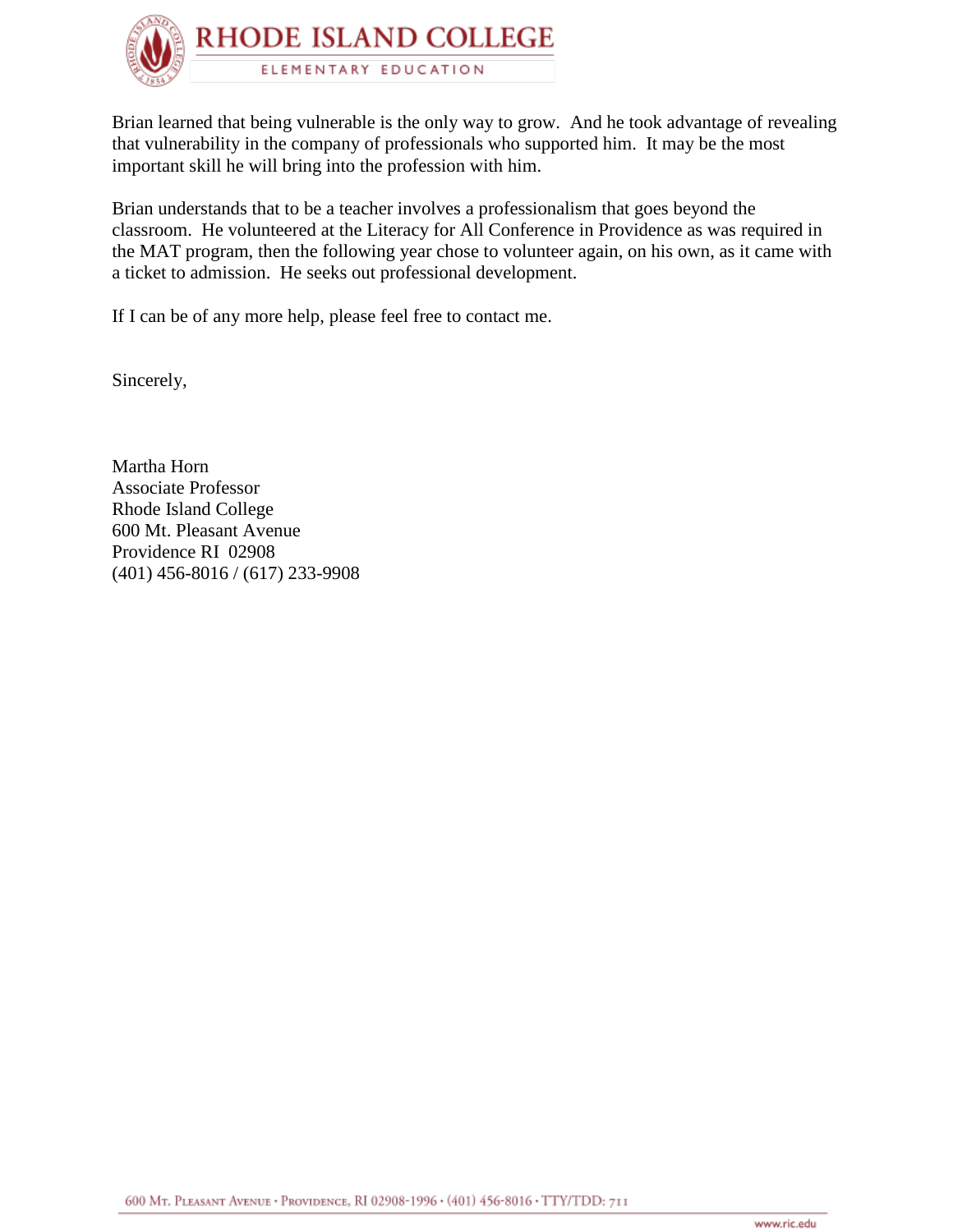Brian learned that being vulnerable is the only way to grow. And he took advantage of revealing that vulnerability in the company of professionals who supported him. It may be the most important skill he will bring into the profession with him.

Brian understands that to be a teacher involves a professionalism that goes beyond the classroom. He volunteered at the Literacy for All Conference in Providence as was required in the MAT program, then the following year chose to volunteer again, on his own, as it came with a ticket to admission. He seeks out professional development.

If I can be of any more help, please feel free to contact me.

Sincerely,

Martha Horn  
Associate Professor  
Rhode Island College  
600 Mt. Pleasant Avenue  
Providence RI 02908  
(401) 456-8016 / (617) 233-9908